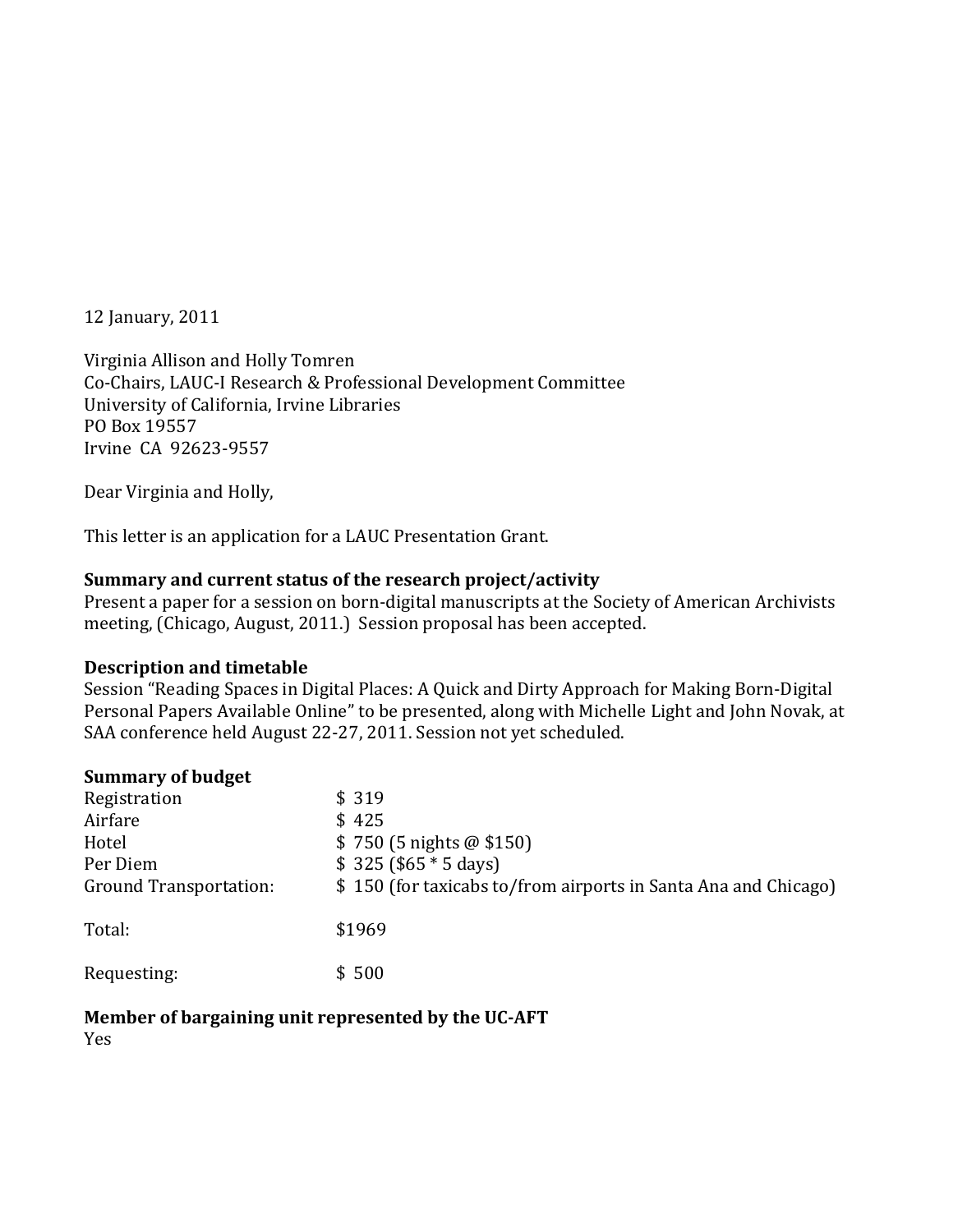12 January, 2011

Virginia Allison and Holly Tomren
Co-Chairs, LAUC-I Research & Professional Development Committee
University of California, Irvine Libraries
PO Box 19557
Irvine CA 92623-9557

Dear Virginia and Holly,

This letter is an application for a LAUC Presentation Grant.

**Summary and current status of the research project/activity**
Present a paper for a session on born-digital manuscripts at the Society of American Archivists meeting, (Chicago, August, 2011.) Session proposal has been accepted.

**Description and timetable**
Session "Reading Spaces in Digital Places: A Quick and Dirty Approach for Making Born-Digital Personal Papers Available Online" to be presented, along with Michelle Light and John Novak, at SAA conference held August 22-27, 2011. Session not yet scheduled.

**Summary of budget**

| | |
|---|---|
| Registration | $ 319 |
| Airfare | $ 425 |
| Hotel | $ 750 (5 nights @ $150) |
| Per Diem | $ 325 ($65 * 5 days) |
| Ground Transportation: | $ 150 (for taxicabs to/from airports in Santa Ana and Chicago) |
| Total: | $1969 |
| Requesting: | $ 500 |

**Member of bargaining unit represented by the UC-AFT**
Yes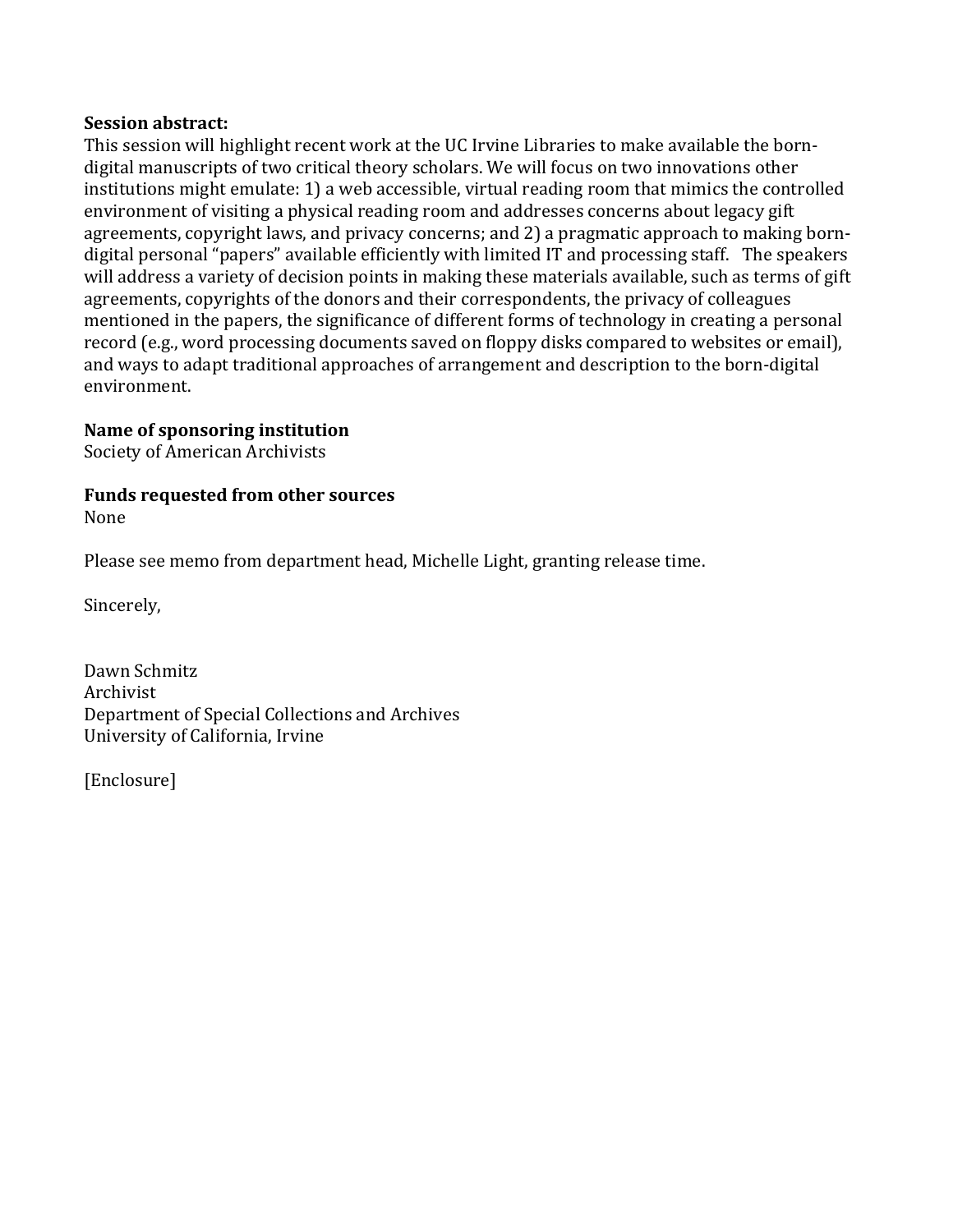**Session abstract:**
This session will highlight recent work at the UC Irvine Libraries to make available the born-digital manuscripts of two critical theory scholars. We will focus on two innovations other institutions might emulate: 1) a web accessible, virtual reading room that mimics the controlled environment of visiting a physical reading room and addresses concerns about legacy gift agreements, copyright laws, and privacy concerns; and 2) a pragmatic approach to making born-digital personal "papers" available efficiently with limited IT and processing staff. The speakers will address a variety of decision points in making these materials available, such as terms of gift agreements, copyrights of the donors and their correspondents, the privacy of colleagues mentioned in the papers, the significance of different forms of technology in creating a personal record (e.g., word processing documents saved on floppy disks compared to websites or email), and ways to adapt traditional approaches of arrangement and description to the born-digital environment.

**Name of sponsoring institution**
Society of American Archivists

**Funds requested from other sources**
None

Please see memo from department head, Michelle Light, granting release time.

Sincerely,

Dawn Schmitz
Archivist
Department of Special Collections and Archives
University of California, Irvine

[Enclosure]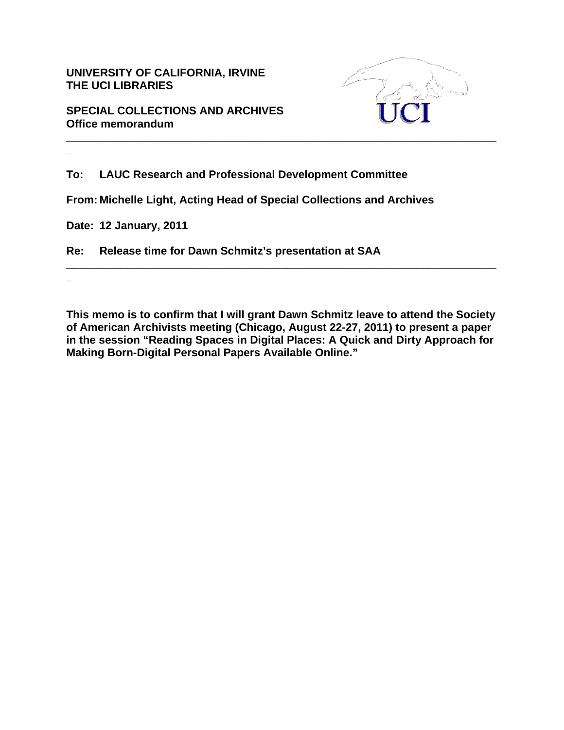**UNIVERSITY OF CALIFORNIA, IRVINE**
**THE UCI LIBRARIES**

**SPECIAL COLLECTIONS AND ARCHIVES**
**Office memorandum**

---

**To:** **LAUC Research and Professional Development Committee**

**From:** **Michelle Light, Acting Head of Special Collections and Archives**

**Date:** **12 January, 2011**

**Re:** **Release time for Dawn Schmitz's presentation at SAA**

---

**This memo is to confirm that I will grant Dawn Schmitz leave to attend the Society of American Archivists meeting (Chicago, August 22-27, 2011) to present a paper in the session "Reading Spaces in Digital Places: A Quick and Dirty Approach for Making Born-Digital Personal Papers Available Online."**